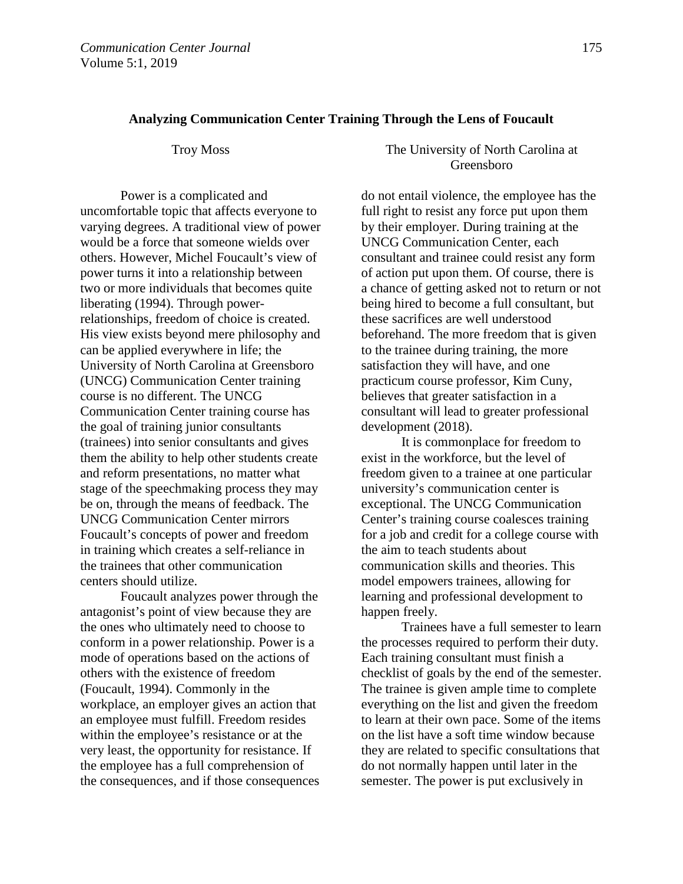# Analyzing Communication Center Training Through the Lens of Foucault

Troy Moss

The University of North Carolina at Greensboro

Power is a complicated and uncomfortable topic that affects everyone to varying degrees. A traditional view of power would be a force that someone wields over others. However, Michel Foucault's view of power turns it into a relationship between two or more individuals that becomes quite liberating (1994). Through power-relationships, freedom of choice is created. His view exists beyond mere philosophy and can be applied everywhere in life; the University of North Carolina at Greensboro (UNCG) Communication Center training course is no different. The UNCG Communication Center training course has the goal of training junior consultants (trainees) into senior consultants and gives them the ability to help other students create and reform presentations, no matter what stage of the speechmaking process they may be on, through the means of feedback. The UNCG Communication Center mirrors Foucault's concepts of power and freedom in training which creates a self-reliance in the trainees that other communication centers should utilize.

Foucault analyzes power through the antagonist's point of view because they are the ones who ultimately need to choose to conform in a power relationship. Power is a mode of operations based on the actions of others with the existence of freedom (Foucault, 1994). Commonly in the workplace, an employer gives an action that an employee must fulfill. Freedom resides within the employee's resistance or at the very least, the opportunity for resistance. If the employee has a full comprehension of the consequences, and if those consequences do not entail violence, the employee has the full right to resist any force put upon them by their employer. During training at the UNCG Communication Center, each consultant and trainee could resist any form of action put upon them. Of course, there is a chance of getting asked not to return or not being hired to become a full consultant, but these sacrifices are well understood beforehand. The more freedom that is given to the trainee during training, the more satisfaction they will have, and one practicum course professor, Kim Cuny, believes that greater satisfaction in a consultant will lead to greater professional development (2018).

It is commonplace for freedom to exist in the workforce, but the level of freedom given to a trainee at one particular university's communication center is exceptional. The UNCG Communication Center's training course coalesces training for a job and credit for a college course with the aim to teach students about communication skills and theories. This model empowers trainees, allowing for learning and professional development to happen freely.

Trainees have a full semester to learn the processes required to perform their duty. Each training consultant must finish a checklist of goals by the end of the semester. The trainee is given ample time to complete everything on the list and given the freedom to learn at their own pace. Some of the items on the list have a soft time window because they are related to specific consultations that do not normally happen until later in the semester. The power is put exclusively in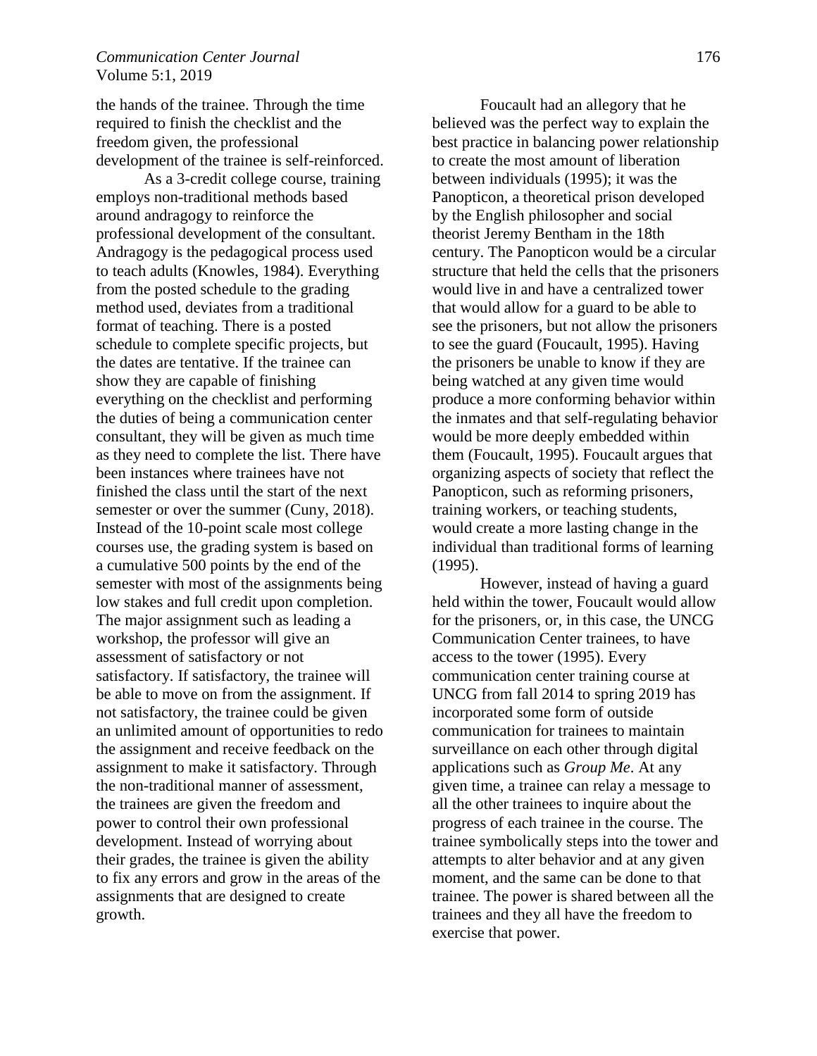the hands of the trainee. Through the time required to finish the checklist and the freedom given, the professional development of the trainee is self-reinforced.

As a 3-credit college course, training employs non-traditional methods based around andragogy to reinforce the professional development of the consultant. Andragogy is the pedagogical process used to teach adults (Knowles, 1984). Everything from the posted schedule to the grading method used, deviates from a traditional format of teaching. There is a posted schedule to complete specific projects, but the dates are tentative. If the trainee can show they are capable of finishing everything on the checklist and performing the duties of being a communication center consultant, they will be given as much time as they need to complete the list. There have been instances where trainees have not finished the class until the start of the next semester or over the summer (Cuny, 2018). Instead of the 10-point scale most college courses use, the grading system is based on a cumulative 500 points by the end of the semester with most of the assignments being low stakes and full credit upon completion. The major assignment such as leading a workshop, the professor will give an assessment of satisfactory or not satisfactory. If satisfactory, the trainee will be able to move on from the assignment. If not satisfactory, the trainee could be given an unlimited amount of opportunities to redo the assignment and receive feedback on the assignment to make it satisfactory. Through the non-traditional manner of assessment, the trainees are given the freedom and power to control their own professional development. Instead of worrying about their grades, the trainee is given the ability to fix any errors and grow in the areas of the assignments that are designed to create growth.

Foucault had an allegory that he believed was the perfect way to explain the best practice in balancing power relationship to create the most amount of liberation between individuals (1995); it was the Panopticon, a theoretical prison developed by the English philosopher and social theorist Jeremy Bentham in the 18th century. The Panopticon would be a circular structure that held the cells that the prisoners would live in and have a centralized tower that would allow for a guard to be able to see the prisoners, but not allow the prisoners to see the guard (Foucault, 1995). Having the prisoners be unable to know if they are being watched at any given time would produce a more conforming behavior within the inmates and that self-regulating behavior would be more deeply embedded within them (Foucault, 1995). Foucault argues that organizing aspects of society that reflect the Panopticon, such as reforming prisoners, training workers, or teaching students, would create a more lasting change in the individual than traditional forms of learning (1995).

However, instead of having a guard held within the tower, Foucault would allow for the prisoners, or, in this case, the UNCG Communication Center trainees, to have access to the tower (1995). Every communication center training course at UNCG from fall 2014 to spring 2019 has incorporated some form of outside communication for trainees to maintain surveillance on each other through digital applications such as *Group Me*. At any given time, a trainee can relay a message to all the other trainees to inquire about the progress of each trainee in the course. The trainee symbolically steps into the tower and attempts to alter behavior and at any given moment, and the same can be done to that trainee. The power is shared between all the trainees and they all have the freedom to exercise that power.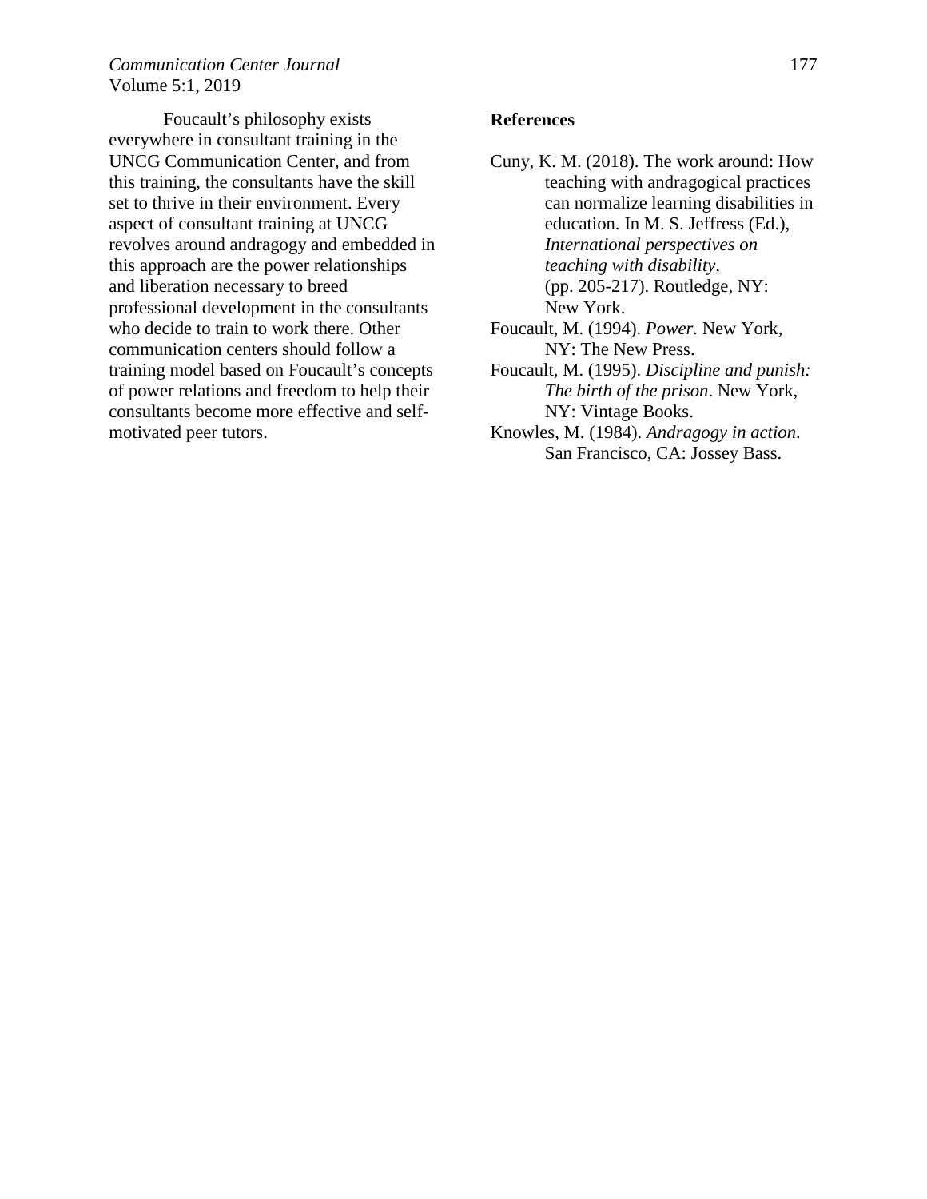Foucault's philosophy exists everywhere in consultant training in the UNCG Communication Center, and from this training, the consultants have the skill set to thrive in their environment. Every aspect of consultant training at UNCG revolves around andragogy and embedded in this approach are the power relationships and liberation necessary to breed professional development in the consultants who decide to train to work there. Other communication centers should follow a training model based on Foucault's concepts of power relations and freedom to help their consultants become more effective and self-motivated peer tutors.

## References

Cuny, K. M. (2018). The work around: How teaching with andragogical practices can normalize learning disabilities in education. In M. S. Jeffress (Ed.), *International perspectives on teaching with disability*, (pp. 205-217). Routledge, NY: New York.

Foucault, M. (1994). *Power.* New York, NY: The New Press.

Foucault, M. (1995). *Discipline and punish: The birth of the prison*. New York, NY: Vintage Books.

Knowles, M. (1984). *Andragogy in action*. San Francisco, CA: Jossey Bass.